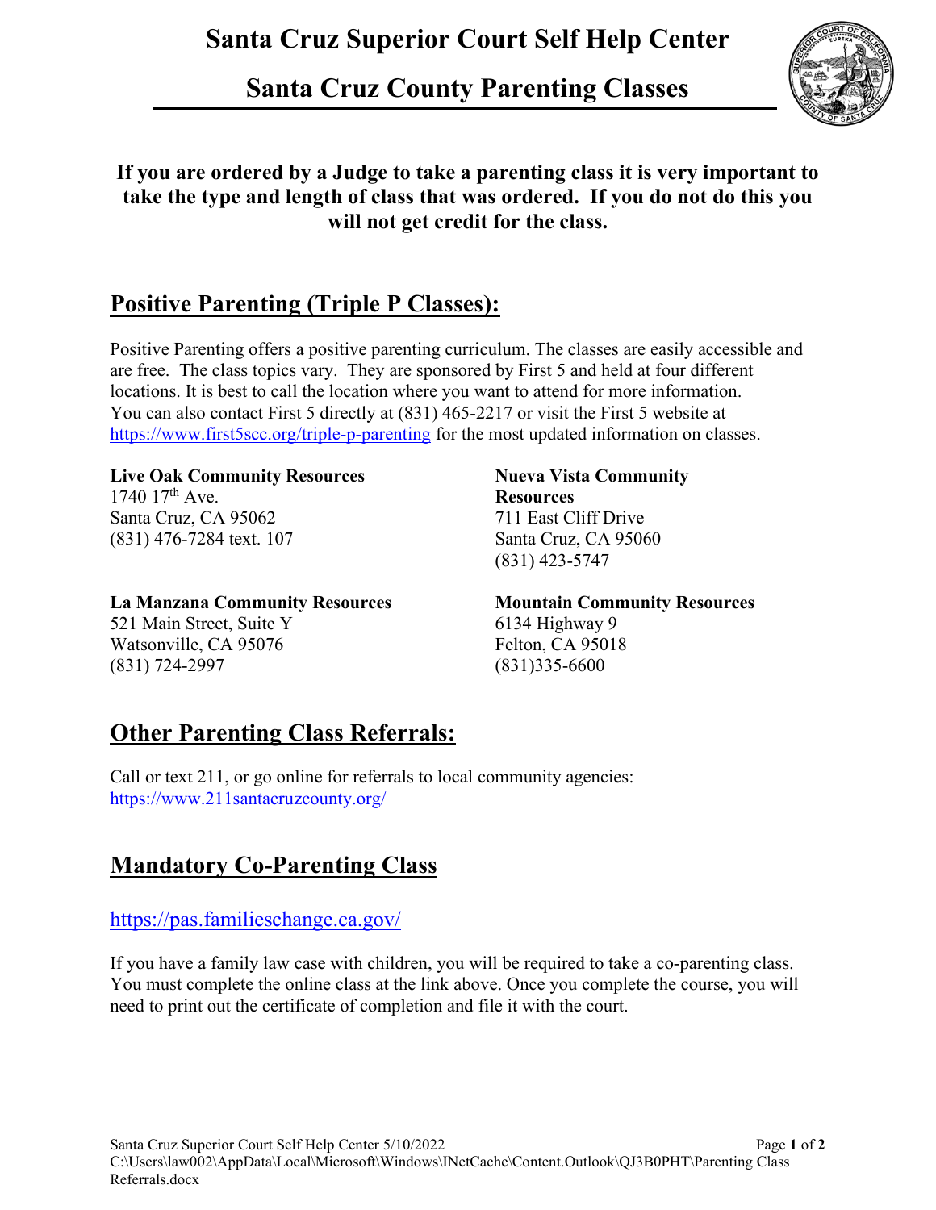# Santa Cruz Superior Court Self Help Center

## Santa Cruz County Parenting Classes

**If you are ordered by a Judge to take a parenting class it is very important to take the type and length of class that was ordered. If you do not do this you will not get credit for the class.**

## Positive Parenting (Triple P Classes):

Positive Parenting offers a positive parenting curriculum. The classes are easily accessible and are free. The class topics vary. They are sponsored by First 5 and held at four different locations. It is best to call the location where you want to attend for more information. You can also contact First 5 directly at (831) 465-2217 or visit the First 5 website at https://www.first5scc.org/triple-p-parenting for the most updated information on classes.

**Live Oak Community Resources**
1740 17th Ave.
Santa Cruz, CA 95062
(831) 476-7284 text. 107

**Nueva Vista Community Resources**
711 East Cliff Drive
Santa Cruz, CA 95060
(831) 423-5747

**La Manzana Community Resources**
521 Main Street, Suite Y
Watsonville, CA 95076
(831) 724-2997

**Mountain Community Resources**
6134 Highway 9
Felton, CA 95018
(831)335-6600

## Other Parenting Class Referrals:

Call or text 211, or go online for referrals to local community agencies:
https://www.211santacruzcounty.org/

## Mandatory Co-Parenting Class

https://pas.familieschange.ca.gov/

If you have a family law case with children, you will be required to take a co-parenting class. You must complete the online class at the link above. Once you complete the course, you will need to print out the certificate of completion and file it with the court.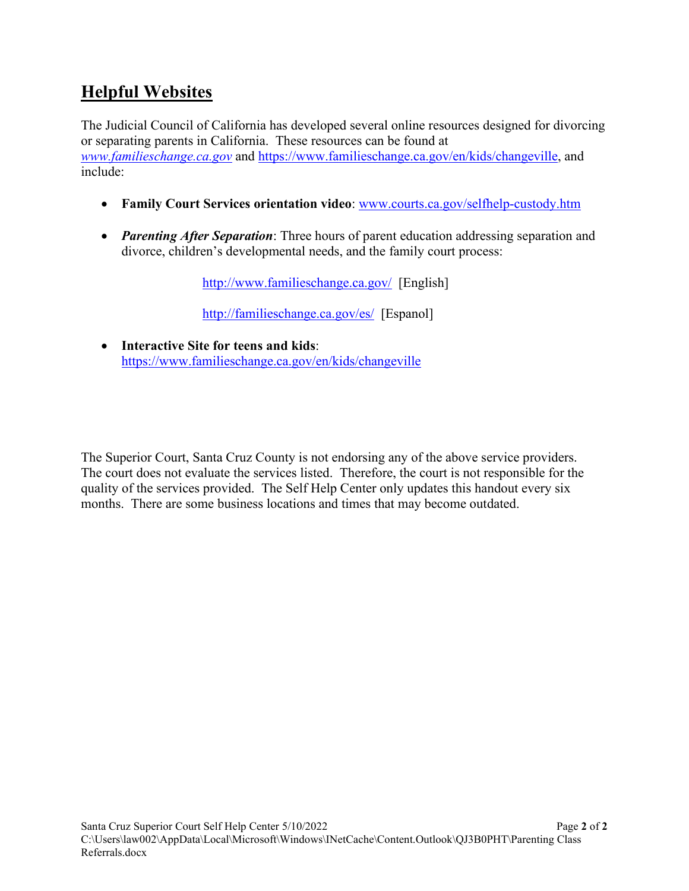## Helpful Websites

The Judicial Council of California has developed several online resources designed for divorcing or separating parents in California. These resources can be found at *www.familieschange.ca.gov* and https://www.familieschange.ca.gov/en/kids/changeville, and include:

- **Family Court Services orientation video**: www.courts.ca.gov/selfhelp-custody.htm

- ***Parenting After Separation***: Three hours of parent education addressing separation and divorce, children's developmental needs, and the family court process:

  http://www.familieschange.ca.gov/ [English]

  http://familieschange.ca.gov/es/ [Espanol]

- **Interactive Site for teens and kids**: https://www.familieschange.ca.gov/en/kids/changeville

The Superior Court, Santa Cruz County is not endorsing any of the above service providers. The court does not evaluate the services listed. Therefore, the court is not responsible for the quality of the services provided. The Self Help Center only updates this handout every six months. There are some business locations and times that may become outdated.